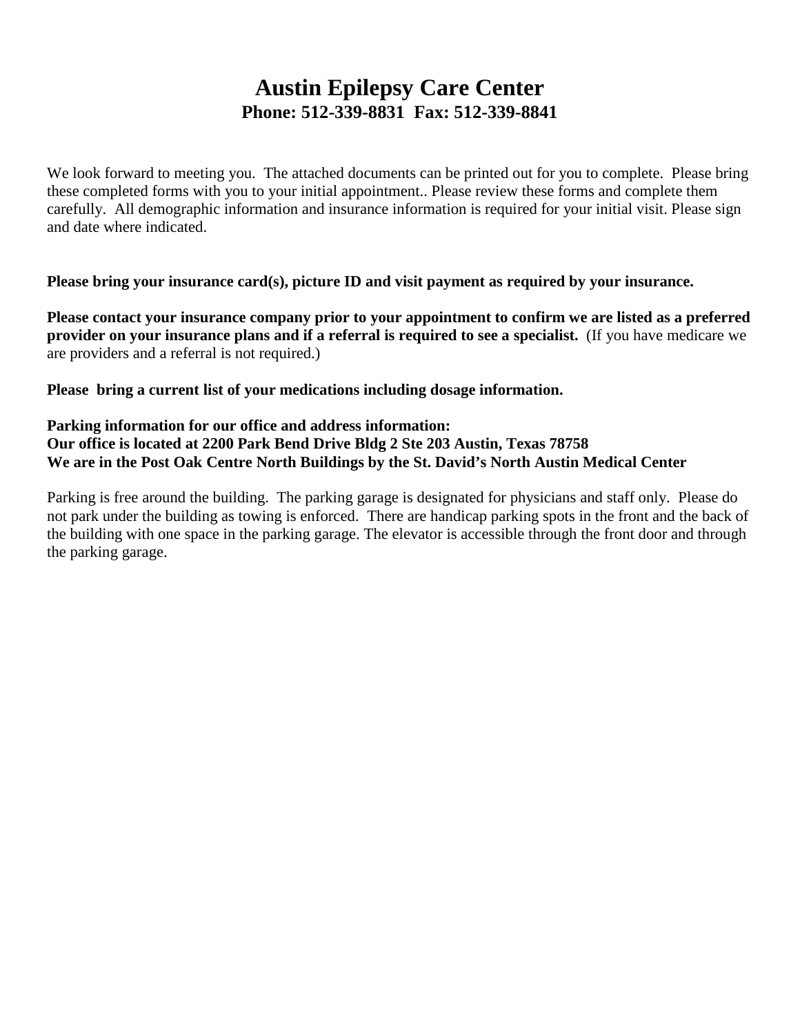# Austin Epilepsy Care Center

**Phone: 512-339-8831  Fax: 512-339-8841**

We look forward to meeting you. The attached documents can be printed out for you to complete. Please bring these completed forms with you to your initial appointment.. Please review these forms and complete them carefully. All demographic information and insurance information is required for your initial visit. Please sign and date where indicated.

**Please bring your insurance card(s), picture ID and visit payment as required by your insurance.**

**Please contact your insurance company prior to your appointment to confirm we are listed as a preferred provider on your insurance plans and if a referral is required to see a specialist.** (If you have medicare we are providers and a referral is not required.)

**Please bring a current list of your medications including dosage information.**

**Parking information for our office and address information:**
**Our office is located at 2200 Park Bend Drive Bldg 2 Ste 203 Austin, Texas 78758**
**We are in the Post Oak Centre North Buildings by the St. David's North Austin Medical Center**

Parking is free around the building. The parking garage is designated for physicians and staff only. Please do not park under the building as towing is enforced. There are handicap parking spots in the front and the back of the building with one space in the parking garage. The elevator is accessible through the front door and through the parking garage.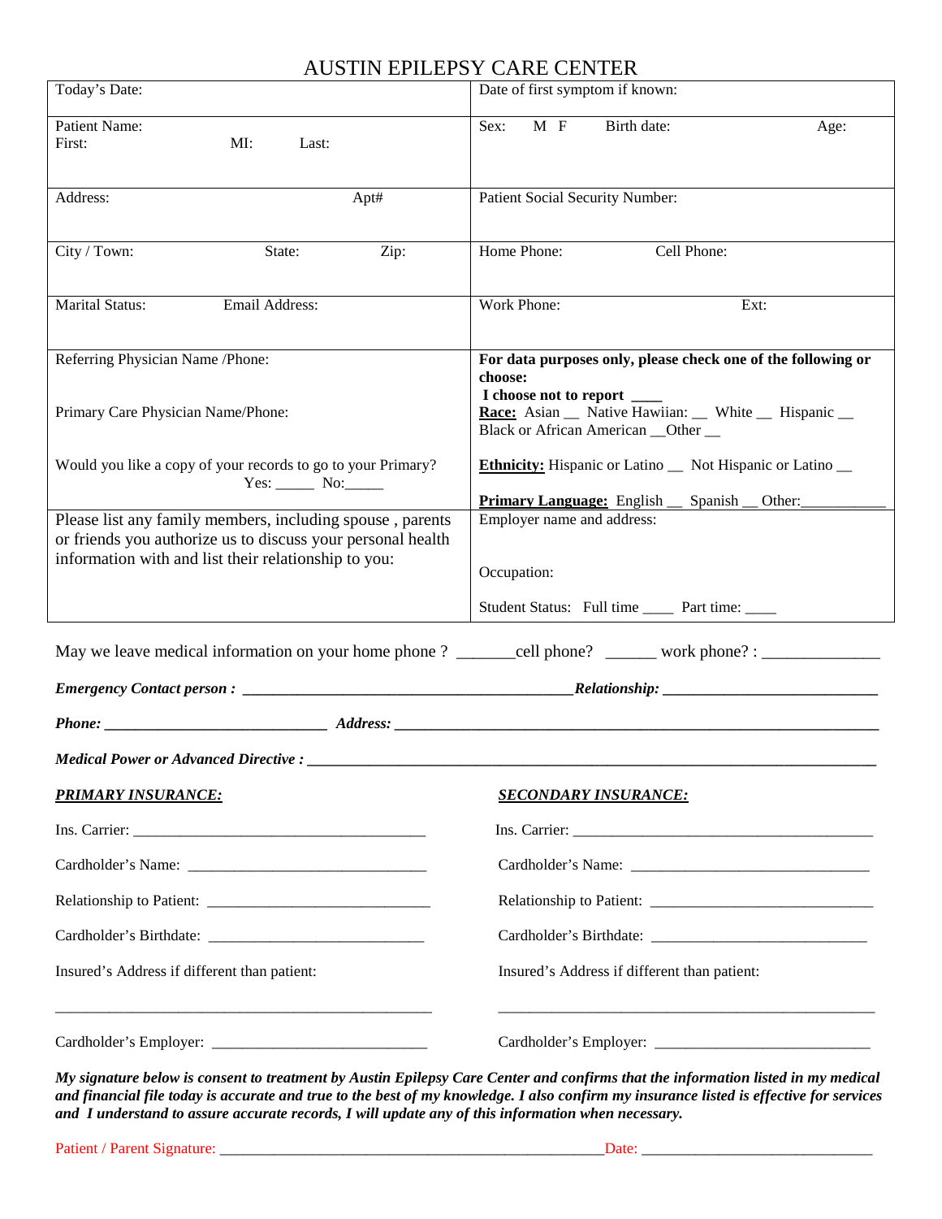# AUSTIN EPILEPSY CARE CENTER

| | |
|---|---|
| Today's Date: | Date of first symptom if known: |
| Patient Name:<br>First: MI: Last: | Sex: M F Birth date: Age: |
| Address: Apt# | Patient Social Security Number: |
| City / Town: State: Zip: | Home Phone: Cell Phone: |
| Marital Status: Email Address: | Work Phone: Ext: |
| Referring Physician Name /Phone:<br><br>Primary Care Physician Name/Phone:<br><br>Would you like a copy of your records to go to your Primary? Yes: _____ No:_____ | **For data purposes only, please check one of the following or choose:**<br>**I choose not to report ____**<br>**Race:** Asian __ Native Hawiian: __ White __ Hispanic __ Black or African American __Other __<br><br>**Ethnicity:** Hispanic or Latino __ Not Hispanic or Latino __<br><br>**Primary Language:** English __ Spanish __ Other:___________ |
| Please list any family members, including spouse , parents or friends you authorize us to discuss your personal health information with and list their relationship to you: | Employer name and address:<br><br>Occupation:<br><br>Student Status: Full time ____ Part time: ____ |

May we leave medical information on your home phone ? _______cell phone? ______ work phone? : ______________

***Emergency Contact person :*** ___________________________________________***Relationship:*** ____________________________

***Phone:*** ______________________________ ***Address:*** ______________________________________________________________

***Medical Power or Advanced Directive :*** ______________________________________________________________________________

***PRIMARY INSURANCE:***

Ins. Carrier: ______________________________________

Cardholder's Name: ______________________________

Relationship to Patient: _____________________________

Cardholder's Birthdate: ___________________________

Insured's Address if different than patient:

____________________________________________________

Cardholder's Employer: ___________________________

***SECONDARY INSURANCE:***

Ins. Carrier: ______________________________________

Cardholder's Name: ______________________________

Relationship to Patient: _____________________________

Cardholder's Birthdate: ___________________________

Insured's Address if different than patient:

____________________________________________________

Cardholder's Employer: ___________________________

***My signature below is consent to treatment by Austin Epilepsy Care Center and confirms that the information listed in my medical and financial file today is accurate and true to the best of my knowledge. I also confirm my insurance listed is effective for services and I understand to assure accurate records, I will update any of this information when necessary.***

Patient / Parent Signature: ____________________________________________________Date: ______________________________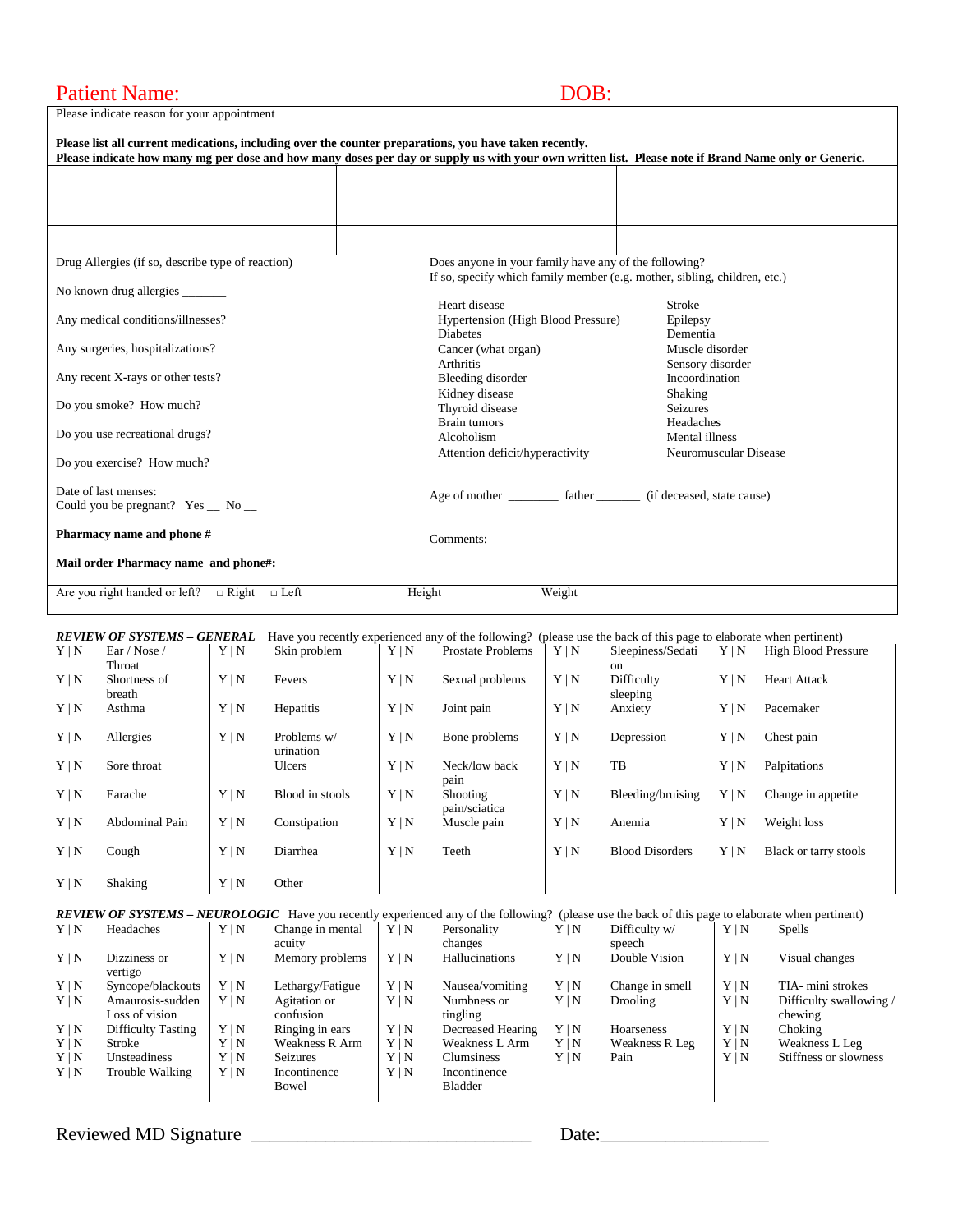Patient Name: DOB:

Please indicate reason for your appointment

**Please list all current medications, including over the counter preparations, you have taken recently.**
**Please indicate how many mg per dose and how many doses per day or supply us with your own written list. Please note if Brand Name only or Generic.**

| | | |
|---|---|---|
| | | |
| | | |
| | | |

Drug Allergies (if so, describe type of reaction)

No known drug allergies _______

Any medical conditions/illnesses?

Any surgeries, hospitalizations?

Any recent X-rays or other tests?

Do you smoke? How much?

Do you use recreational drugs?

Do you exercise? How much?

Date of last menses:
Could you be pregnant? Yes __ No __

**Pharmacy name and phone #**

**Mail order Pharmacy name and phone#:**

Does anyone in your family have any of the following?
If so, specify which family member (e.g. mother, sibling, children, etc.)

| | |
|---|---|
| Heart disease | Stroke |
| Hypertension (High Blood Pressure) | Epilepsy |
| Diabetes | Dementia |
| Cancer (what organ) | Muscle disorder |
| Arthritis | Sensory disorder |
| Bleeding disorder | Incoordination |
| Kidney disease | Shaking |
| Thyroid disease | Seizures |
| Brain tumors | Headaches |
| Alcoholism | Mental illness |
| Attention deficit/hyperactivity | Neuromuscular Disease |

Age of mother ________ father _______ (if deceased, state cause)

Comments:

Are you right handed or left? □ Right □ Left Height Weight

***REVIEW OF SYSTEMS – GENERAL*** Have you recently experienced any of the following? (please use the back of this page to elaborate when pertinent)

| | | | | | | | | | |
|---|---|---|---|---|---|---|---|---|---|
| Y \| N | Ear / Nose / Throat | Y \| N | Skin problem | Y \| N | Prostate Problems | Y \| N | Sleepiness/Sedation | Y \| N | High Blood Pressure |
| Y \| N | Shortness of breath | Y \| N | Fevers | Y \| N | Sexual problems | Y \| N | Difficulty sleeping | Y \| N | Heart Attack |
| Y \| N | Asthma | Y \| N | Hepatitis | Y \| N | Joint pain | Y \| N | Anxiety | Y \| N | Pacemaker |
| Y \| N | Allergies | Y \| N | Problems w/ urination | Y \| N | Bone problems | Y \| N | Depression | Y \| N | Chest pain |
| Y \| N | Sore throat | | Ulcers | Y \| N | Neck/low back pain | Y \| N | TB | Y \| N | Palpitations |
| Y \| N | Earache | Y \| N | Blood in stools | Y \| N | Shooting pain/sciatica | Y \| N | Bleeding/bruising | Y \| N | Change in appetite |
| Y \| N | Abdominal Pain | Y \| N | Constipation | Y \| N | Muscle pain | Y \| N | Anemia | Y \| N | Weight loss |
| Y \| N | Cough | Y \| N | Diarrhea | Y \| N | Teeth | Y \| N | Blood Disorders | Y \| N | Black or tarry stools |
| Y \| N | Shaking | Y \| N | Other | | | | | | |

***REVIEW OF SYSTEMS – NEUROLOGIC*** Have you recently experienced any of the following? (please use the back of this page to elaborate when pertinent)

| | | | | | | | | | |
|---|---|---|---|---|---|---|---|---|---|
| Y \| N | Headaches | Y \| N | Change in mental acuity | Y \| N | Personality changes | Y \| N | Difficulty w/ speech | Y \| N | Spells |
| Y \| N | Dizziness or vertigo | Y \| N | Memory problems | Y \| N | Hallucinations | Y \| N | Double Vision | Y \| N | Visual changes |
| Y \| N | Syncope/blackouts | Y \| N | Lethargy/Fatigue | Y \| N | Nausea/vomiting | Y \| N | Change in smell | Y \| N | TIA- mini strokes |
| Y \| N | Amaurosis-sudden Loss of vision | Y \| N | Agitation or confusion | Y \| N | Numbness or tingling | Y \| N | Drooling | Y \| N | Difficulty swallowing / chewing |
| Y \| N | Difficulty Tasting | Y \| N | Ringing in ears | Y \| N | Decreased Hearing | Y \| N | Hoarseness | Y \| N | Choking |
| Y \| N | Stroke | Y \| N | Weakness R Arm | Y \| N | Weakness L Arm | Y \| N | Weakness R Leg | Y \| N | Weakness L Leg |
| Y \| N | Unsteadiness | Y \| N | Seizures | Y \| N | Clumsiness | Y \| N | Pain | Y \| N | Stiffness or slowness |
| Y \| N | Trouble Walking | Y \| N | Incontinence Bowel | Y \| N | Incontinence Bladder | | | | |

Reviewed MD Signature ______________________________ Date:__________________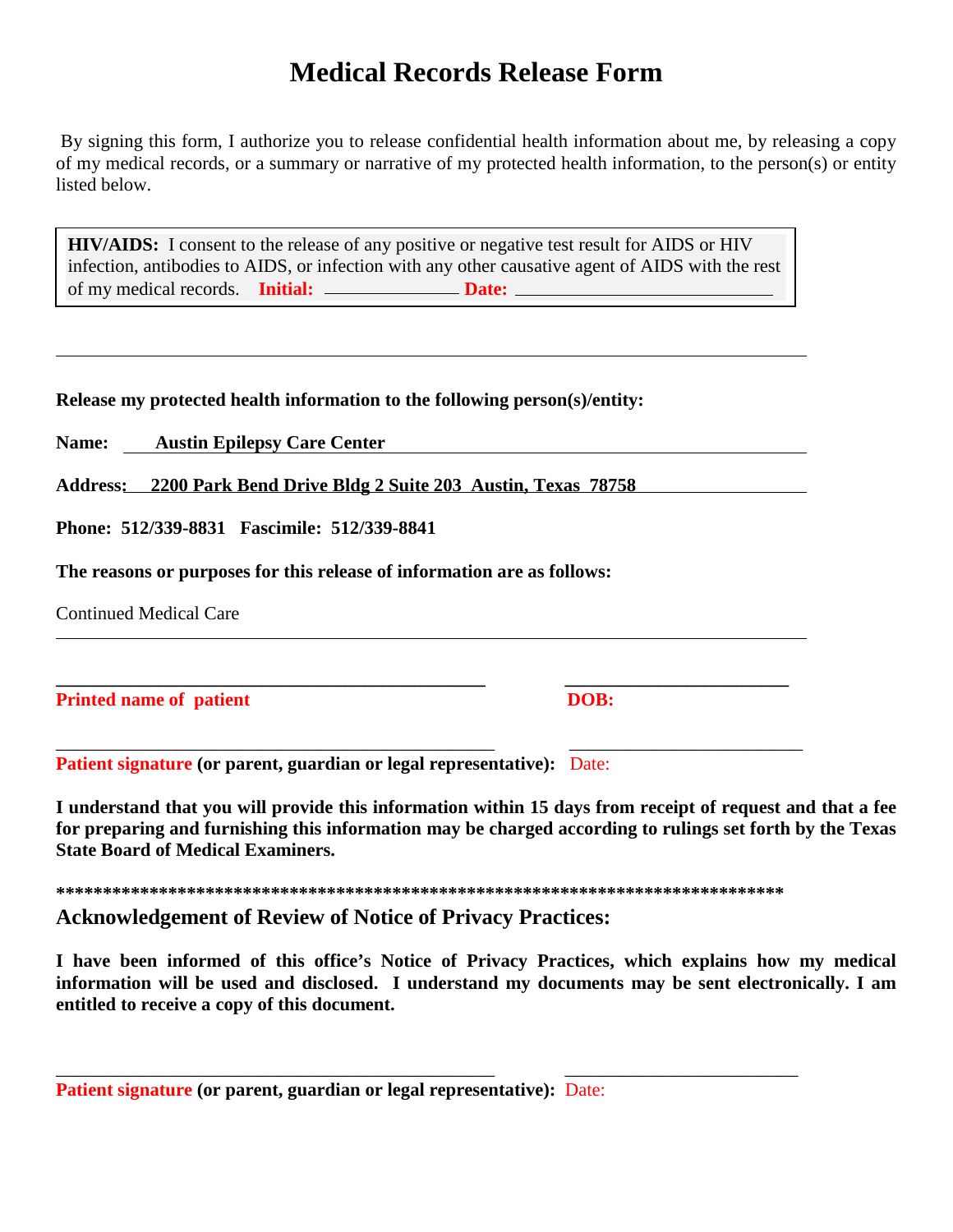# Medical Records Release Form

By signing this form, I authorize you to release confidential health information about me, by releasing a copy of my medical records, or a summary or narrative of my protected health information, to the person(s) or entity listed below.

> **HIV/AIDS:** I consent to the release of any positive or negative test result for AIDS or HIV infection, antibodies to AIDS, or infection with any other causative agent of AIDS with the rest of my medical records. **Initial:** ______________ **Date:** ____________________________

---

**Release my protected health information to the following person(s)/entity:**

**Name:** **Austin Epilepsy Care Center**

**Address:** **2200 Park Bend Drive Bldg 2 Suite 203 Austin, Texas 78758**

**Phone: 512/339-8831 Fascimile: 512/339-8841**

**The reasons or purposes for this release of information are as follows:**

Continued Medical Care

_______________________________________________ ________________________

**Printed name of patient** **DOB:**

_______________________________________________ ________________________

**Patient signature (or parent, guardian or legal representative):** Date:

**I understand that you will provide this information within 15 days from receipt of request and that a fee for preparing and furnishing this information may be charged according to rulings set forth by the Texas State Board of Medical Examiners.**

**********************************************************************************

## Acknowledgement of Review of Notice of Privacy Practices:

**I have been informed of this office's Notice of Privacy Practices, which explains how my medical information will be used and disclosed. I understand my documents may be sent electronically. I am entitled to receive a copy of this document.**

_______________________________________________ ________________________

**Patient signature (or parent, guardian or legal representative):** Date: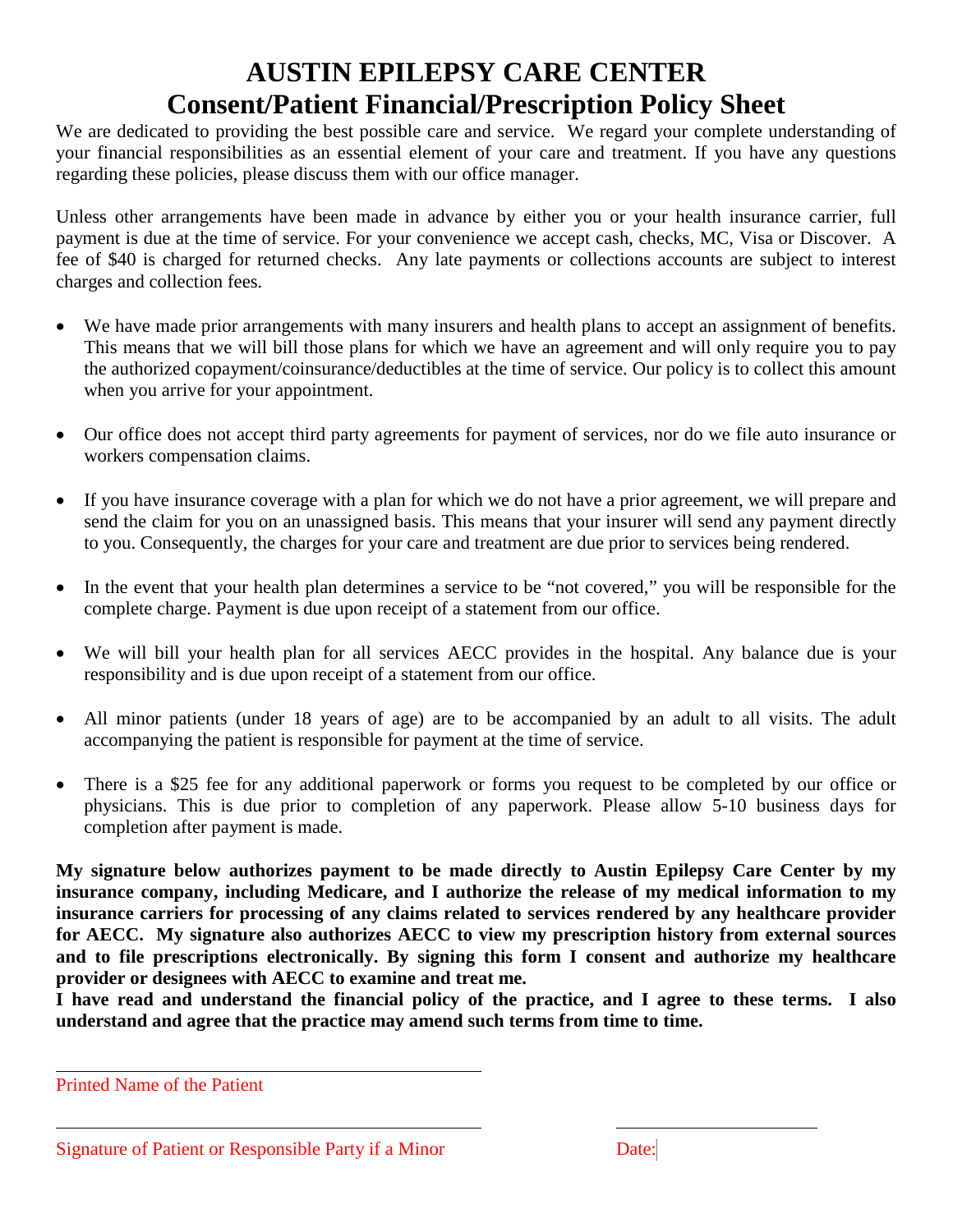# AUSTIN EPILEPSY CARE CENTER
## Consent/Patient Financial/Prescription Policy Sheet

We are dedicated to providing the best possible care and service. We regard your complete understanding of your financial responsibilities as an essential element of your care and treatment. If you have any questions regarding these policies, please discuss them with our office manager.

Unless other arrangements have been made in advance by either you or your health insurance carrier, full payment is due at the time of service. For your convenience we accept cash, checks, MC, Visa or Discover. A fee of $40 is charged for returned checks. Any late payments or collections accounts are subject to interest charges and collection fees.

- We have made prior arrangements with many insurers and health plans to accept an assignment of benefits. This means that we will bill those plans for which we have an agreement and will only require you to pay the authorized copayment/coinsurance/deductibles at the time of service. Our policy is to collect this amount when you arrive for your appointment.
- Our office does not accept third party agreements for payment of services, nor do we file auto insurance or workers compensation claims.
- If you have insurance coverage with a plan for which we do not have a prior agreement, we will prepare and send the claim for you on an unassigned basis. This means that your insurer will send any payment directly to you. Consequently, the charges for your care and treatment are due prior to services being rendered.
- In the event that your health plan determines a service to be "not covered," you will be responsible for the complete charge. Payment is due upon receipt of a statement from our office.
- We will bill your health plan for all services AECC provides in the hospital. Any balance due is your responsibility and is due upon receipt of a statement from our office.
- All minor patients (under 18 years of age) are to be accompanied by an adult to all visits. The adult accompanying the patient is responsible for payment at the time of service.
- There is a $25 fee for any additional paperwork or forms you request to be completed by our office or physicians. This is due prior to completion of any paperwork. Please allow 5-10 business days for completion after payment is made.

**My signature below authorizes payment to be made directly to Austin Epilepsy Care Center by my insurance company, including Medicare, and I authorize the release of my medical information to my insurance carriers for processing of any claims related to services rendered by any healthcare provider for AECC. My signature also authorizes AECC to view my prescription history from external sources and to file prescriptions electronically. By signing this form I consent and authorize my healthcare provider or designees with AECC to examine and treat me.**

**I have read and understand the financial policy of the practice, and I agree to these terms. I also understand and agree that the practice may amend such terms from time to time.**

______________________________
Printed Name of the Patient

______________________________ ______________________
Signature of Patient or Responsible Party if a Minor Date: